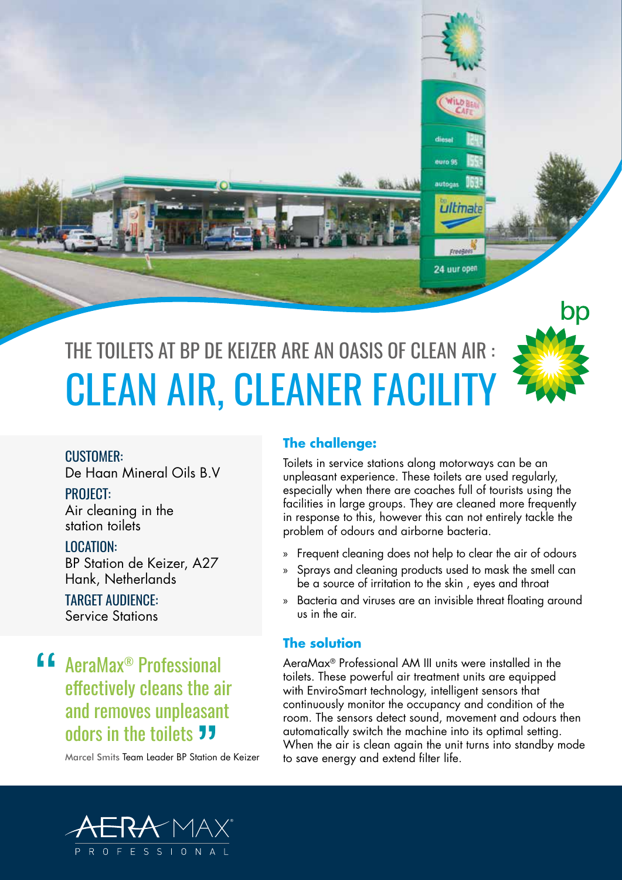# THE TOILETS AT BP DE KEIZER ARE AN OASIS OF CLEAN AIR :

# CLEAN AIR, CLEANER FACILITY

CUSTOMER:
De Haan Mineral Oils B.V

PROJECT:
Air cleaning in the station toilets

LOCATION:
BP Station de Keizer, A27 Hank, Netherlands

TARGET AUDIENCE:
Service Stations

> " AeraMax® Professional effectively cleans the air and removes unpleasant odors in the toilets "

Marcel Smits Team Leader BP Station de Keizer

## The challenge:

Toilets in service stations along motorways can be an unpleasant experience. These toilets are used regularly, especially when there are coaches full of tourists using the facilities in large groups. They are cleaned more frequently in response to this, however this can not entirely tackle the problem of odours and airborne bacteria.

- Frequent cleaning does not help to clear the air of odours
- Sprays and cleaning products used to mask the smell can be a source of irritation to the skin , eyes and throat
- Bacteria and viruses are an invisible threat floating around us in the air.

## The solution

AeraMax® Professional AM III units were installed in the toilets. These powerful air treatment units are equipped with EnviroSmart technology, intelligent sensors that continuously monitor the occupancy and condition of the room. The sensors detect sound, movement and odours then automatically switch the machine into its optimal setting. When the air is clean again the unit turns into standby mode to save energy and extend filter life.

AERAMAX® PROFESSIONAL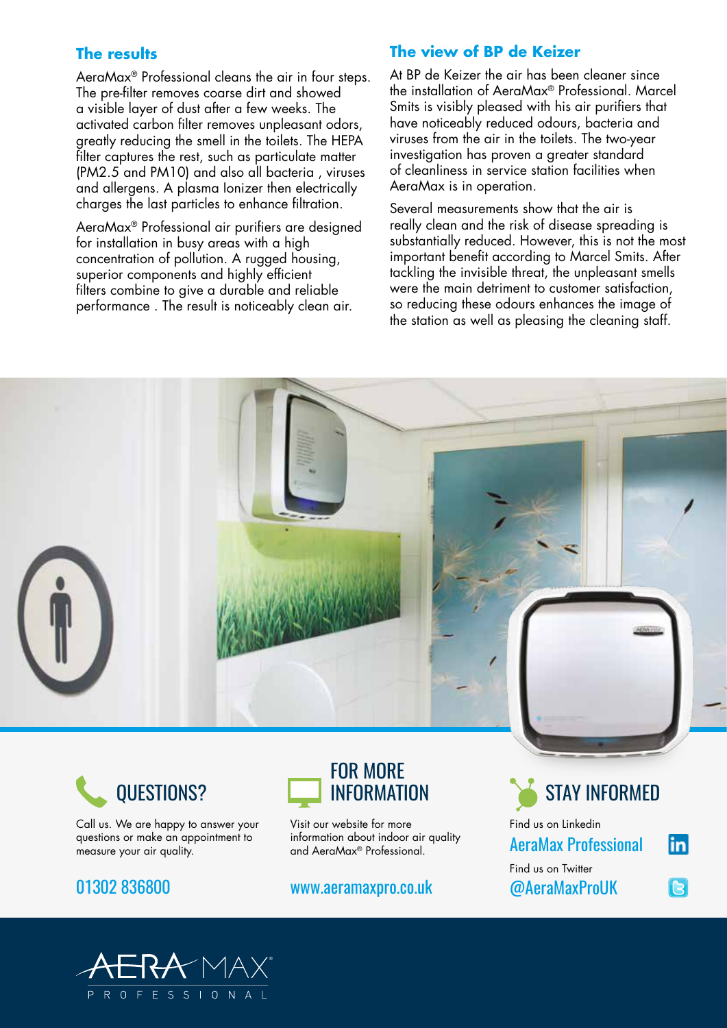## The results

AeraMax® Professional cleans the air in four steps. The pre-filter removes coarse dirt and showed a visible layer of dust after a few weeks. The activated carbon filter removes unpleasant odors, greatly reducing the smell in the toilets. The HEPA filter captures the rest, such as particulate matter (PM2.5 and PM10) and also all bacteria , viruses and allergens. A plasma Ionizer then electrically charges the last particles to enhance filtration.

AeraMax® Professional air purifiers are designed for installation in busy areas with a high concentration of pollution. A rugged housing, superior components and highly efficient filters combine to give a durable and reliable performance . The result is noticeably clean air.

## The view of BP de Keizer

At BP de Keizer the air has been cleaner since the installation of AeraMax® Professional. Marcel Smits is visibly pleased with his air purifiers that have noticeably reduced odours, bacteria and viruses from the air in the toilets. The two-year investigation has proven a greater standard of cleanliness in service station facilities when AeraMax is in operation.

Several measurements show that the air is really clean and the risk of disease spreading is substantially reduced. However, this is not the most important benefit according to Marcel Smits. After tackling the invisible threat, the unpleasant smells were the main detriment to customer satisfaction, so reducing these odours enhances the image of the station as well as pleasing the cleaning staff.

### QUESTIONS?

Call us. We are happy to answer your questions or make an appointment to measure your air quality.

01302 836800

### FOR MORE INFORMATION

Visit our website for more information about indoor air quality and AeraMax® Professional.

www.aeramaxpro.co.uk

### STAY INFORMED

Find us on Linkedin

AeraMax Professional

Find us on Twitter

@AeraMaxProUK

AERAMAX® PROFESSIONAL